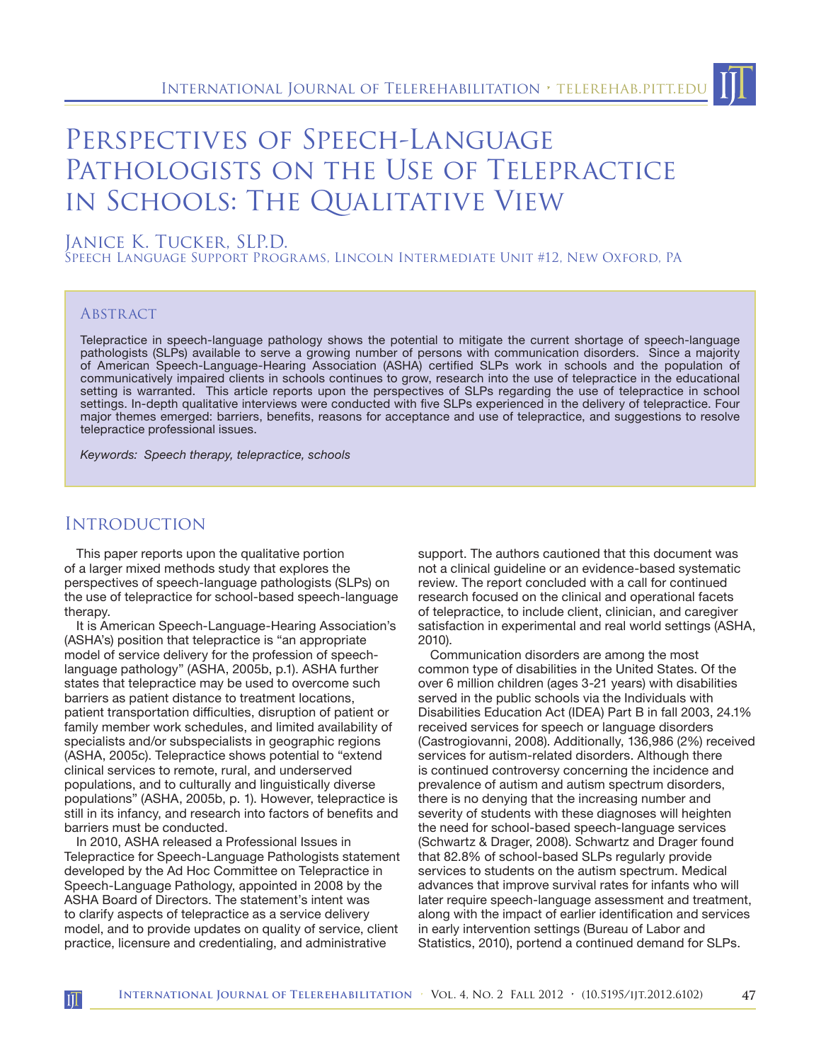# Perspectives of Speech-Language Pathologists on the Use of Telepractice in Schools: The Qualitative View

## Janice K. Tucker, SLP.D.

Speech Language Support Programs, Lincoln Intermediate Unit #12, New Oxford, PA

### Abstract

Telepractice in speech-language pathology shows the potential to mitigate the current shortage of speech-language pathologists (SLPs) available to serve a growing number of persons with communication disorders. Since a majority of American Speech-Language-Hearing Association (ASHA) certified SLPs work in schools and the population of communicatively impaired clients in schools continues to grow, research into the use of telepractice in the educational setting is warranted. This article reports upon the perspectives of SLPs regarding the use of telepractice in school settings. In-depth qualitative interviews were conducted with five SLPs experienced in the delivery of telepractice. Four major themes emerged: barriers, benefits, reasons for acceptance and use of telepractice, and suggestions to resolve telepractice professional issues.

*Keywords: Speech therapy, telepractice, schools*

## Introduction

This paper reports upon the qualitative portion of a larger mixed methods study that explores the perspectives of speech-language pathologists (SLPs) on the use of telepractice for school-based speech-language therapy.

It is American Speech-Language-Hearing Association's (ASHA's) position that telepractice is "an appropriate model of service delivery for the profession of speech-language pathology" (ASHA, 2005b, p.1). ASHA further states that telepractice may be used to overcome such barriers as patient distance to treatment locations, patient transportation difficulties, disruption of patient or family member work schedules, and limited availability of specialists and/or subspecialists in geographic regions (ASHA, 2005c). Telepractice shows potential to "extend clinical services to remote, rural, and underserved populations, and to culturally and linguistically diverse populations" (ASHA, 2005b, p. 1). However, telepractice is still in its infancy, and research into factors of benefits and barriers must be conducted.

In 2010, ASHA released a Professional Issues in Telepractice for Speech-Language Pathologists statement developed by the Ad Hoc Committee on Telepractice in Speech-Language Pathology, appointed in 2008 by the ASHA Board of Directors. The statement's intent was to clarify aspects of telepractice as a service delivery model, and to provide updates on quality of service, client practice, licensure and credentialing, and administrative support. The authors cautioned that this document was not a clinical guideline or an evidence-based systematic review. The report concluded with a call for continued research focused on the clinical and operational facets of telepractice, to include client, clinician, and caregiver satisfaction in experimental and real world settings (ASHA, 2010).

Communication disorders are among the most common type of disabilities in the United States. Of the over 6 million children (ages 3-21 years) with disabilities served in the public schools via the Individuals with Disabilities Education Act (IDEA) Part B in fall 2003, 24.1% received services for speech or language disorders (Castrogiovanni, 2008). Additionally, 136,986 (2%) received services for autism-related disorders. Although there is continued controversy concerning the incidence and prevalence of autism and autism spectrum disorders, there is no denying that the increasing number and severity of students with these diagnoses will heighten the need for school-based speech-language services (Schwartz & Drager, 2008). Schwartz and Drager found that 82.8% of school-based SLPs regularly provide services to students on the autism spectrum. Medical advances that improve survival rates for infants who will later require speech-language assessment and treatment, along with the impact of earlier identification and services in early intervention settings (Bureau of Labor and Statistics, 2010), portend a continued demand for SLPs.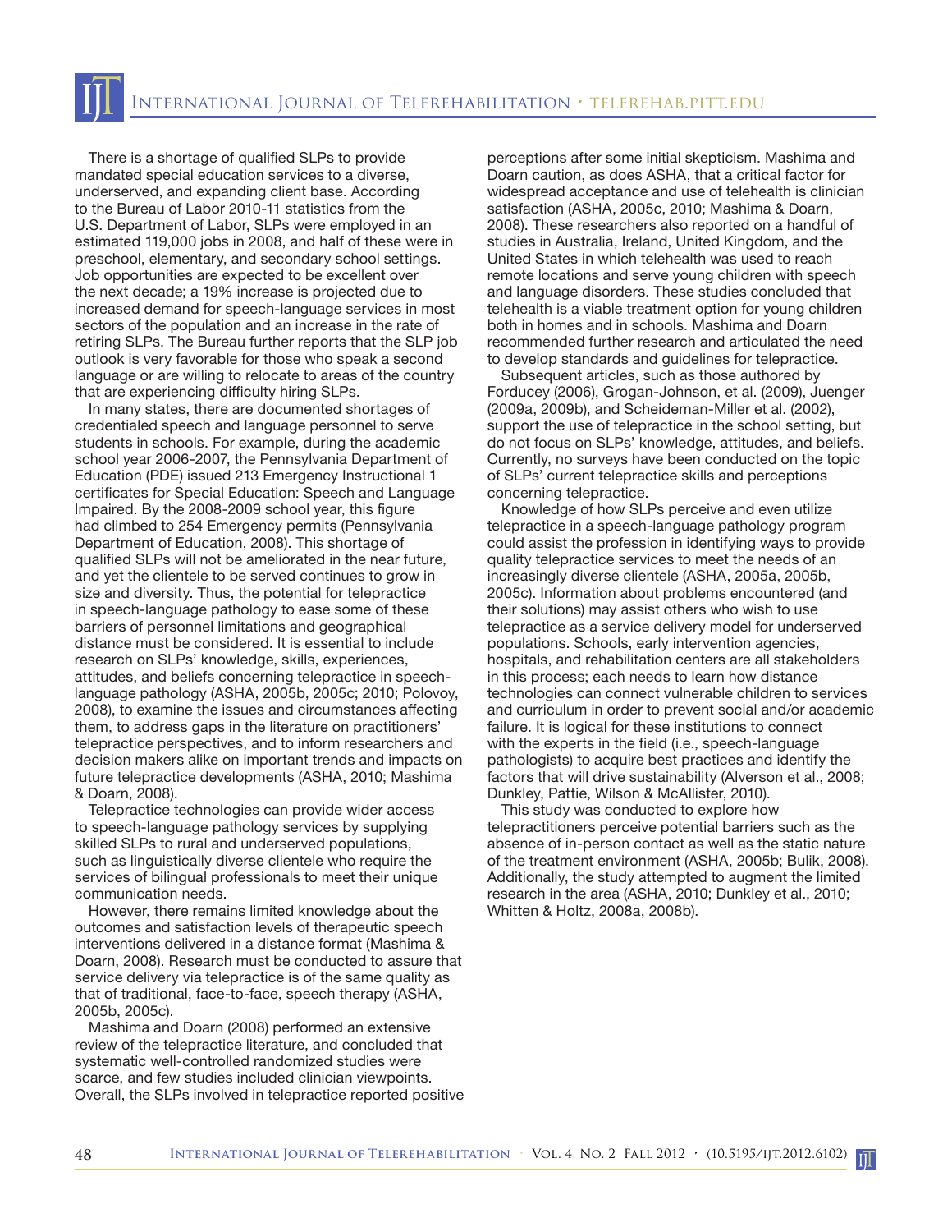There is a shortage of qualified SLPs to provide mandated special education services to a diverse, underserved, and expanding client base. According to the Bureau of Labor 2010-11 statistics from the U.S. Department of Labor, SLPs were employed in an estimated 119,000 jobs in 2008, and half of these were in preschool, elementary, and secondary school settings. Job opportunities are expected to be excellent over the next decade; a 19% increase is projected due to increased demand for speech-language services in most sectors of the population and an increase in the rate of retiring SLPs. The Bureau further reports that the SLP job outlook is very favorable for those who speak a second language or are willing to relocate to areas of the country that are experiencing difficulty hiring SLPs.

In many states, there are documented shortages of credentialed speech and language personnel to serve students in schools. For example, during the academic school year 2006-2007, the Pennsylvania Department of Education (PDE) issued 213 Emergency Instructional 1 certificates for Special Education: Speech and Language Impaired. By the 2008-2009 school year, this figure had climbed to 254 Emergency permits (Pennsylvania Department of Education, 2008). This shortage of qualified SLPs will not be ameliorated in the near future, and yet the clientele to be served continues to grow in size and diversity. Thus, the potential for telepractice in speech-language pathology to ease some of these barriers of personnel limitations and geographical distance must be considered. It is essential to include research on SLPs' knowledge, skills, experiences, attitudes, and beliefs concerning telepractice in speech-language pathology (ASHA, 2005b, 2005c; 2010; Polovoy, 2008), to examine the issues and circumstances affecting them, to address gaps in the literature on practitioners' telepractice perspectives, and to inform researchers and decision makers alike on important trends and impacts on future telepractice developments (ASHA, 2010; Mashima & Doarn, 2008).

Telepractice technologies can provide wider access to speech-language pathology services by supplying skilled SLPs to rural and underserved populations, such as linguistically diverse clientele who require the services of bilingual professionals to meet their unique communication needs.

However, there remains limited knowledge about the outcomes and satisfaction levels of therapeutic speech interventions delivered in a distance format (Mashima & Doarn, 2008). Research must be conducted to assure that service delivery via telepractice is of the same quality as that of traditional, face-to-face, speech therapy (ASHA, 2005b, 2005c).

Mashima and Doarn (2008) performed an extensive review of the telepractice literature, and concluded that systematic well-controlled randomized studies were scarce, and few studies included clinician viewpoints. Overall, the SLPs involved in telepractice reported positive perceptions after some initial skepticism. Mashima and Doarn caution, as does ASHA, that a critical factor for widespread acceptance and use of telehealth is clinician satisfaction (ASHA, 2005c, 2010; Mashima & Doarn, 2008). These researchers also reported on a handful of studies in Australia, Ireland, United Kingdom, and the United States in which telehealth was used to reach remote locations and serve young children with speech and language disorders. These studies concluded that telehealth is a viable treatment option for young children both in homes and in schools. Mashima and Doarn recommended further research and articulated the need to develop standards and guidelines for telepractice.

Subsequent articles, such as those authored by Forducey (2006), Grogan-Johnson, et al. (2009), Juenger (2009a, 2009b), and Scheideman-Miller et al. (2002), support the use of telepractice in the school setting, but do not focus on SLPs' knowledge, attitudes, and beliefs. Currently, no surveys have been conducted on the topic of SLPs' current telepractice skills and perceptions concerning telepractice.

Knowledge of how SLPs perceive and even utilize telepractice in a speech-language pathology program could assist the profession in identifying ways to provide quality telepractice services to meet the needs of an increasingly diverse clientele (ASHA, 2005a, 2005b, 2005c). Information about problems encountered (and their solutions) may assist others who wish to use telepractice as a service delivery model for underserved populations. Schools, early intervention agencies, hospitals, and rehabilitation centers are all stakeholders in this process; each needs to learn how distance technologies can connect vulnerable children to services and curriculum in order to prevent social and/or academic failure. It is logical for these institutions to connect with the experts in the field (i.e., speech-language pathologists) to acquire best practices and identify the factors that will drive sustainability (Alverson et al., 2008; Dunkley, Pattie, Wilson & McAllister, 2010).

This study was conducted to explore how telepractitioners perceive potential barriers such as the absence of in-person contact as well as the static nature of the treatment environment (ASHA, 2005b; Bulik, 2008). Additionally, the study attempted to augment the limited research in the area (ASHA, 2010; Dunkley et al., 2010; Whitten & Holtz, 2008a, 2008b).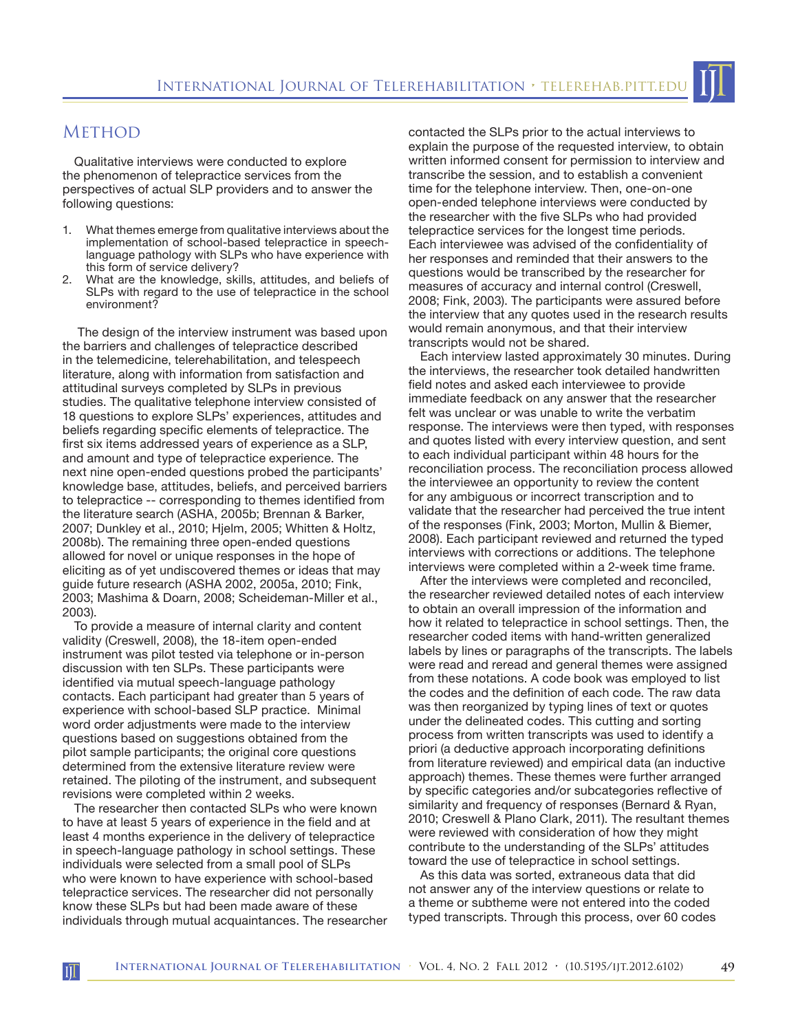## Method

Qualitative interviews were conducted to explore the phenomenon of telepractice services from the perspectives of actual SLP providers and to answer the following questions:

1. What themes emerge from qualitative interviews about the implementation of school-based telepractice in speech-language pathology with SLPs who have experience with this form of service delivery?
2. What are the knowledge, skills, attitudes, and beliefs of SLPs with regard to the use of telepractice in the school environment?

The design of the interview instrument was based upon the barriers and challenges of telepractice described in the telemedicine, telerehabilitation, and telespeech literature, along with information from satisfaction and attitudinal surveys completed by SLPs in previous studies. The qualitative telephone interview consisted of 18 questions to explore SLPs' experiences, attitudes and beliefs regarding specific elements of telepractice. The first six items addressed years of experience as a SLP, and amount and type of telepractice experience. The next nine open-ended questions probed the participants' knowledge base, attitudes, beliefs, and perceived barriers to telepractice -- corresponding to themes identified from the literature search (ASHA, 2005b; Brennan & Barker, 2007; Dunkley et al., 2010; Hjelm, 2005; Whitten & Holtz, 2008b). The remaining three open-ended questions allowed for novel or unique responses in the hope of eliciting as of yet undiscovered themes or ideas that may guide future research (ASHA 2002, 2005a, 2010; Fink, 2003; Mashima & Doarn, 2008; Scheideman-Miller et al., 2003).

To provide a measure of internal clarity and content validity (Creswell, 2008), the 18-item open-ended instrument was pilot tested via telephone or in-person discussion with ten SLPs. These participants were identified via mutual speech-language pathology contacts. Each participant had greater than 5 years of experience with school-based SLP practice. Minimal word order adjustments were made to the interview questions based on suggestions obtained from the pilot sample participants; the original core questions determined from the extensive literature review were retained. The piloting of the instrument, and subsequent revisions were completed within 2 weeks.

The researcher then contacted SLPs who were known to have at least 5 years of experience in the field and at least 4 months experience in the delivery of telepractice in speech-language pathology in school settings. These individuals were selected from a small pool of SLPs who were known to have experience with school-based telepractice services. The researcher did not personally know these SLPs but had been made aware of these individuals through mutual acquaintances. The researcher contacted the SLPs prior to the actual interviews to explain the purpose of the requested interview, to obtain written informed consent for permission to interview and transcribe the session, and to establish a convenient time for the telephone interview. Then, one-on-one open-ended telephone interviews were conducted by the researcher with the five SLPs who had provided telepractice services for the longest time periods. Each interviewee was advised of the confidentiality of her responses and reminded that their answers to the questions would be transcribed by the researcher for measures of accuracy and internal control (Creswell, 2008; Fink, 2003). The participants were assured before the interview that any quotes used in the research results would remain anonymous, and that their interview transcripts would not be shared.

Each interview lasted approximately 30 minutes. During the interviews, the researcher took detailed handwritten field notes and asked each interviewee to provide immediate feedback on any answer that the researcher felt was unclear or was unable to write the verbatim response. The interviews were then typed, with responses and quotes listed with every interview question, and sent to each individual participant within 48 hours for the reconciliation process. The reconciliation process allowed the interviewee an opportunity to review the content for any ambiguous or incorrect transcription and to validate that the researcher had perceived the true intent of the responses (Fink, 2003; Morton, Mullin & Biemer, 2008). Each participant reviewed and returned the typed interviews with corrections or additions. The telephone interviews were completed within a 2-week time frame.

After the interviews were completed and reconciled, the researcher reviewed detailed notes of each interview to obtain an overall impression of the information and how it related to telepractice in school settings. Then, the researcher coded items with hand-written generalized labels by lines or paragraphs of the transcripts. The labels were read and reread and general themes were assigned from these notations. A code book was employed to list the codes and the definition of each code. The raw data was then reorganized by typing lines of text or quotes under the delineated codes. This cutting and sorting process from written transcripts was used to identify a priori (a deductive approach incorporating definitions from literature reviewed) and empirical data (an inductive approach) themes. These themes were further arranged by specific categories and/or subcategories reflective of similarity and frequency of responses (Bernard & Ryan, 2010; Creswell & Plano Clark, 2011). The resultant themes were reviewed with consideration of how they might contribute to the understanding of the SLPs' attitudes toward the use of telepractice in school settings.

As this data was sorted, extraneous data that did not answer any of the interview questions or relate to a theme or subtheme were not entered into the coded typed transcripts. Through this process, over 60 codes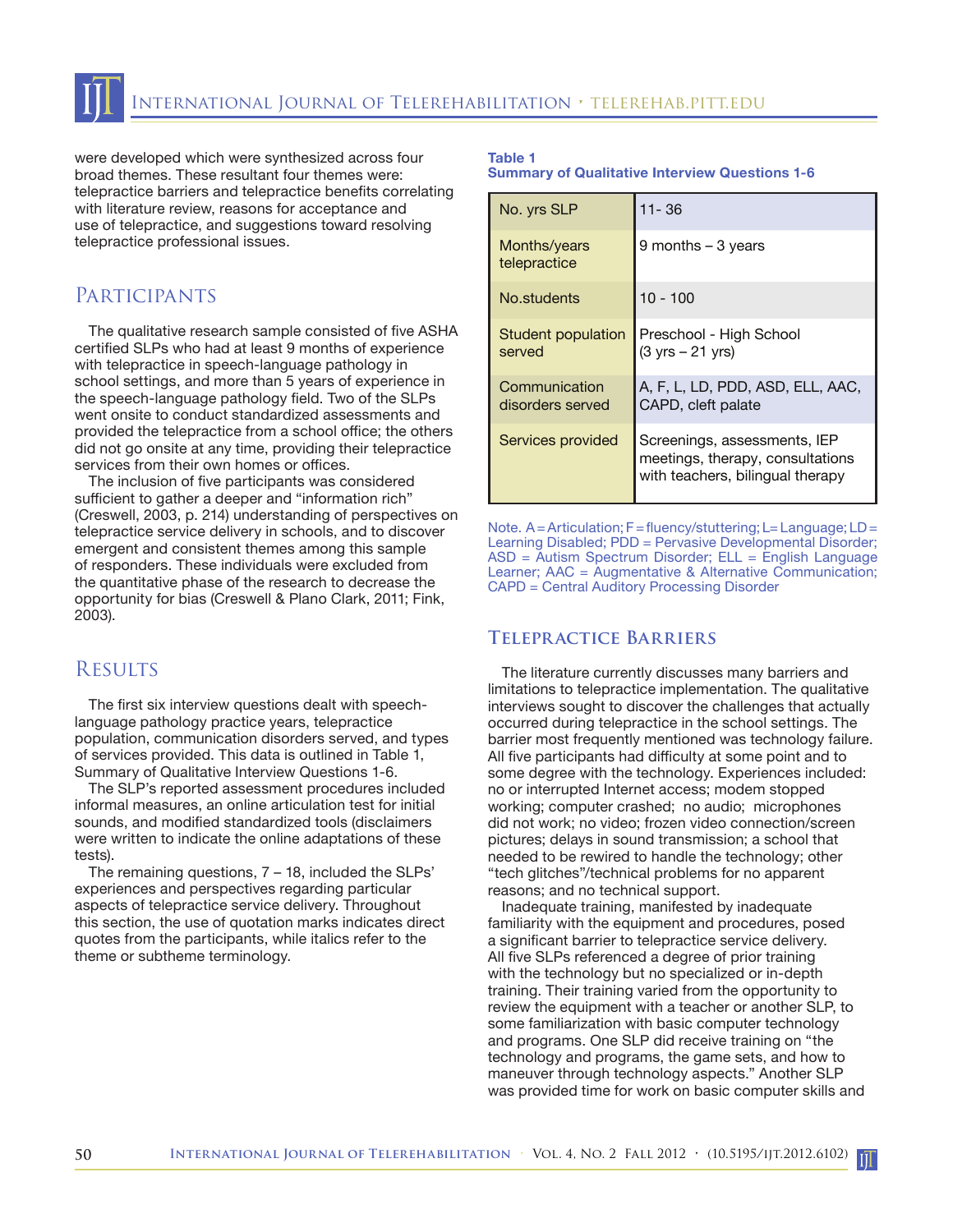were developed which were synthesized across four broad themes. These resultant four themes were: telepractice barriers and telepractice benefits correlating with literature review, reasons for acceptance and use of telepractice, and suggestions toward resolving telepractice professional issues.

## Participants

The qualitative research sample consisted of five ASHA certified SLPs who had at least 9 months of experience with telepractice in speech-language pathology in school settings, and more than 5 years of experience in the speech-language pathology field. Two of the SLPs went onsite to conduct standardized assessments and provided the telepractice from a school office; the others did not go onsite at any time, providing their telepractice services from their own homes or offices.

The inclusion of five participants was considered sufficient to gather a deeper and "information rich" (Creswell, 2003, p. 214) understanding of perspectives on telepractice service delivery in schools, and to discover emergent and consistent themes among this sample of responders. These individuals were excluded from the quantitative phase of the research to decrease the opportunity for bias (Creswell & Plano Clark, 2011; Fink, 2003).

## Results

The first six interview questions dealt with speech-language pathology practice years, telepractice population, communication disorders served, and types of services provided. This data is outlined in Table 1, Summary of Qualitative Interview Questions 1-6.

The SLP's reported assessment procedures included informal measures, an online articulation test for initial sounds, and modified standardized tools (disclaimers were written to indicate the online adaptations of these tests).

The remaining questions, 7 – 18, included the SLPs' experiences and perspectives regarding particular aspects of telepractice service delivery. Throughout this section, the use of quotation marks indicates direct quotes from the participants, while italics refer to the theme or subtheme terminology.

**Table 1**
**Summary of Qualitative Interview Questions 1-6**

| | |
|---|---|
| No. yrs SLP | 11- 36 |
| Months/years telepractice | 9 months – 3 years |
| No.students | 10 - 100 |
| Student population served | Preschool - High School (3 yrs – 21 yrs) |
| Communication disorders served | A, F, L, LD, PDD, ASD, ELL, AAC, CAPD, cleft palate |
| Services provided | Screenings, assessments, IEP meetings, therapy, consultations with teachers, bilingual therapy |

Note. A = Articulation; F = fluency/stuttering; L = Language; LD = Learning Disabled; PDD = Pervasive Developmental Disorder; ASD = Autism Spectrum Disorder; ELL = English Language Learner; AAC = Augmentative & Alternative Communication; CAPD = Central Auditory Processing Disorder

## Telepractice Barriers

The literature currently discusses many barriers and limitations to telepractice implementation. The qualitative interviews sought to discover the challenges that actually occurred during telepractice in the school settings. The barrier most frequently mentioned was technology failure. All five participants had difficulty at some point and to some degree with the technology. Experiences included: no or interrupted Internet access; modem stopped working; computer crashed; no audio; microphones did not work; no video; frozen video connection/screen pictures; delays in sound transmission; a school that needed to be rewired to handle the technology; other "tech glitches"/technical problems for no apparent reasons; and no technical support.

Inadequate training, manifested by inadequate familiarity with the equipment and procedures, posed a significant barrier to telepractice service delivery. All five SLPs referenced a degree of prior training with the technology but no specialized or in-depth training. Their training varied from the opportunity to review the equipment with a teacher or another SLP, to some familiarization with basic computer technology and programs. One SLP did receive training on "the technology and programs, the game sets, and how to maneuver through technology aspects." Another SLP was provided time for work on basic computer skills and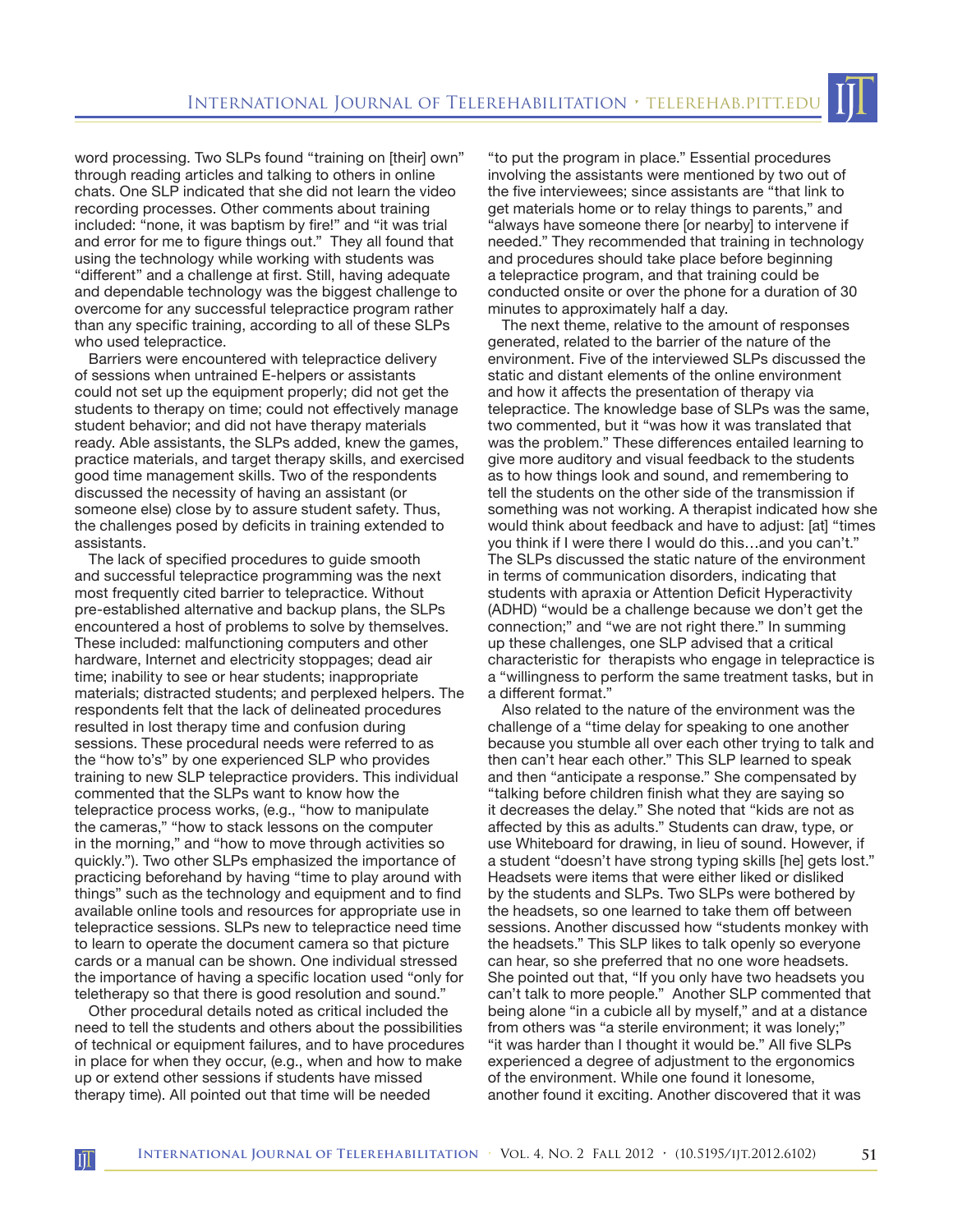word processing. Two SLPs found "training on [their] own" through reading articles and talking to others in online chats. One SLP indicated that she did not learn the video recording processes. Other comments about training included: "none, it was baptism by fire!" and "it was trial and error for me to figure things out." They all found that using the technology while working with students was "different" and a challenge at first. Still, having adequate and dependable technology was the biggest challenge to overcome for any successful telepractice program rather than any specific training, according to all of these SLPs who used telepractice.

Barriers were encountered with telepractice delivery of sessions when untrained E-helpers or assistants could not set up the equipment properly; did not get the students to therapy on time; could not effectively manage student behavior; and did not have therapy materials ready. Able assistants, the SLPs added, knew the games, practice materials, and target therapy skills, and exercised good time management skills. Two of the respondents discussed the necessity of having an assistant (or someone else) close by to assure student safety. Thus, the challenges posed by deficits in training extended to assistants.

The lack of specified procedures to guide smooth and successful telepractice programming was the next most frequently cited barrier to telepractice. Without pre-established alternative and backup plans, the SLPs encountered a host of problems to solve by themselves. These included: malfunctioning computers and other hardware, Internet and electricity stoppages; dead air time; inability to see or hear students; inappropriate materials; distracted students; and perplexed helpers. The respondents felt that the lack of delineated procedures resulted in lost therapy time and confusion during sessions. These procedural needs were referred to as the "how to's" by one experienced SLP who provides training to new SLP telepractice providers. This individual commented that the SLPs want to know how the telepractice process works, (e.g., "how to manipulate the cameras," "how to stack lessons on the computer in the morning," and "how to move through activities so quickly."). Two other SLPs emphasized the importance of practicing beforehand by having "time to play around with things" such as the technology and equipment and to find available online tools and resources for appropriate use in telepractice sessions. SLPs new to telepractice need time to learn to operate the document camera so that picture cards or a manual can be shown. One individual stressed the importance of having a specific location used "only for teletherapy so that there is good resolution and sound."

Other procedural details noted as critical included the need to tell the students and others about the possibilities of technical or equipment failures, and to have procedures in place for when they occur, (e.g., when and how to make up or extend other sessions if students have missed therapy time). All pointed out that time will be needed "to put the program in place." Essential procedures involving the assistants were mentioned by two out of the five interviewees; since assistants are "that link to get materials home or to relay things to parents," and "always have someone there [or nearby] to intervene if needed." They recommended that training in technology and procedures should take place before beginning a telepractice program, and that training could be conducted onsite or over the phone for a duration of 30 minutes to approximately half a day.

The next theme, relative to the amount of responses generated, related to the barrier of the nature of the environment. Five of the interviewed SLPs discussed the static and distant elements of the online environment and how it affects the presentation of therapy via telepractice. The knowledge base of SLPs was the same, two commented, but it "was how it was translated that was the problem." These differences entailed learning to give more auditory and visual feedback to the students as to how things look and sound, and remembering to tell the students on the other side of the transmission if something was not working. A therapist indicated how she would think about feedback and have to adjust: [at] "times you think if I were there I would do this…and you can't." The SLPs discussed the static nature of the environment in terms of communication disorders, indicating that students with apraxia or Attention Deficit Hyperactivity (ADHD) "would be a challenge because we don't get the connection;" and "we are not right there." In summing up these challenges, one SLP advised that a critical characteristic for therapists who engage in telepractice is a "willingness to perform the same treatment tasks, but in a different format."

Also related to the nature of the environment was the challenge of a "time delay for speaking to one another because you stumble all over each other trying to talk and then can't hear each other." This SLP learned to speak and then "anticipate a response." She compensated by "talking before children finish what they are saying so it decreases the delay." She noted that "kids are not as affected by this as adults." Students can draw, type, or use Whiteboard for drawing, in lieu of sound. However, if a student "doesn't have strong typing skills [he] gets lost." Headsets were items that were either liked or disliked by the students and SLPs. Two SLPs were bothered by the headsets, so one learned to take them off between sessions. Another discussed how "students monkey with the headsets." This SLP likes to talk openly so everyone can hear, so she preferred that no one wore headsets. She pointed out that, "If you only have two headsets you can't talk to more people." Another SLP commented that being alone "in a cubicle all by myself," and at a distance from others was "a sterile environment; it was lonely;" "it was harder than I thought it would be." All five SLPs experienced a degree of adjustment to the ergonomics of the environment. While one found it lonesome, another found it exciting. Another discovered that it was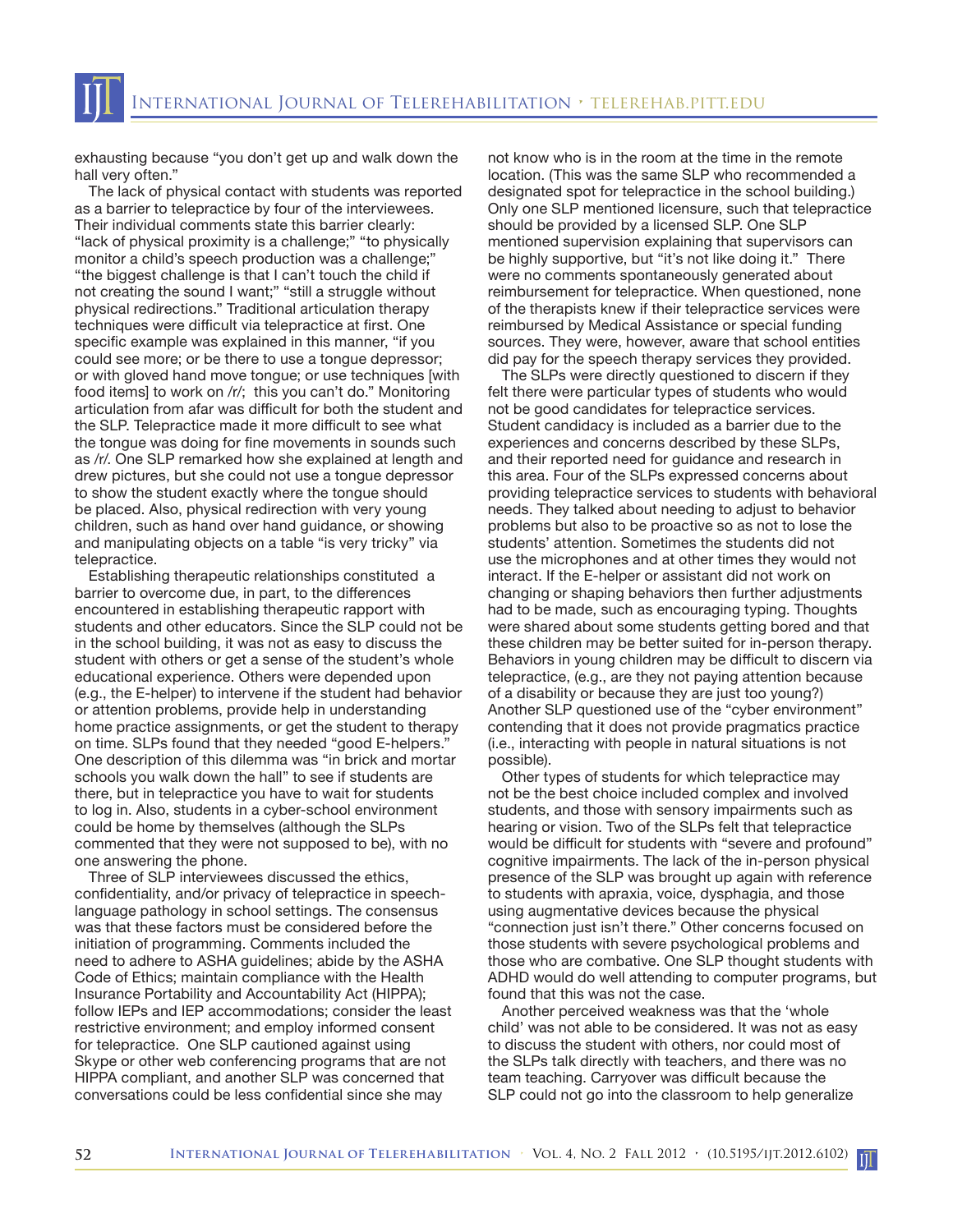exhausting because "you don't get up and walk down the hall very often."

The lack of physical contact with students was reported as a barrier to telepractice by four of the interviewees. Their individual comments state this barrier clearly: "lack of physical proximity is a challenge;" "to physically monitor a child's speech production was a challenge;" "the biggest challenge is that I can't touch the child if not creating the sound I want;" "still a struggle without physical redirections." Traditional articulation therapy techniques were difficult via telepractice at first. One specific example was explained in this manner, "if you could see more; or be there to use a tongue depressor; or with gloved hand move tongue; or use techniques [with food items] to work on /r/; this you can't do." Monitoring articulation from afar was difficult for both the student and the SLP. Telepractice made it more difficult to see what the tongue was doing for fine movements in sounds such as /r/. One SLP remarked how she explained at length and drew pictures, but she could not use a tongue depressor to show the student exactly where the tongue should be placed. Also, physical redirection with very young children, such as hand over hand guidance, or showing and manipulating objects on a table "is very tricky" via telepractice.

Establishing therapeutic relationships constituted a barrier to overcome due, in part, to the differences encountered in establishing therapeutic rapport with students and other educators. Since the SLP could not be in the school building, it was not as easy to discuss the student with others or get a sense of the student's whole educational experience. Others were depended upon (e.g., the E-helper) to intervene if the student had behavior or attention problems, provide help in understanding home practice assignments, or get the student to therapy on time. SLPs found that they needed "good E-helpers." One description of this dilemma was "in brick and mortar schools you walk down the hall" to see if students are there, but in telepractice you have to wait for students to log in. Also, students in a cyber-school environment could be home by themselves (although the SLPs commented that they were not supposed to be), with no one answering the phone.

Three of SLP interviewees discussed the ethics, confidentiality, and/or privacy of telepractice in speech-language pathology in school settings. The consensus was that these factors must be considered before the initiation of programming. Comments included the need to adhere to ASHA guidelines; abide by the ASHA Code of Ethics; maintain compliance with the Health Insurance Portability and Accountability Act (HIPPA); follow IEPs and IEP accommodations; consider the least restrictive environment; and employ informed consent for telepractice. One SLP cautioned against using Skype or other web conferencing programs that are not HIPPA compliant, and another SLP was concerned that conversations could be less confidential since she may not know who is in the room at the time in the remote location. (This was the same SLP who recommended a designated spot for telepractice in the school building.) Only one SLP mentioned licensure, such that telepractice should be provided by a licensed SLP. One SLP mentioned supervision explaining that supervisors can be highly supportive, but "it's not like doing it." There were no comments spontaneously generated about reimbursement for telepractice. When questioned, none of the therapists knew if their telepractice services were reimbursed by Medical Assistance or special funding sources. They were, however, aware that school entities did pay for the speech therapy services they provided.

The SLPs were directly questioned to discern if they felt there were particular types of students who would not be good candidates for telepractice services. Student candidacy is included as a barrier due to the experiences and concerns described by these SLPs, and their reported need for guidance and research in this area. Four of the SLPs expressed concerns about providing telepractice services to students with behavioral needs. They talked about needing to adjust to behavior problems but also to be proactive so as not to lose the students' attention. Sometimes the students did not use the microphones and at other times they would not interact. If the E-helper or assistant did not work on changing or shaping behaviors then further adjustments had to be made, such as encouraging typing. Thoughts were shared about some students getting bored and that these children may be better suited for in-person therapy. Behaviors in young children may be difficult to discern via telepractice, (e.g., are they not paying attention because of a disability or because they are just too young?) Another SLP questioned use of the "cyber environment" contending that it does not provide pragmatics practice (i.e., interacting with people in natural situations is not possible).

Other types of students for which telepractice may not be the best choice included complex and involved students, and those with sensory impairments such as hearing or vision. Two of the SLPs felt that telepractice would be difficult for students with "severe and profound" cognitive impairments. The lack of the in-person physical presence of the SLP was brought up again with reference to students with apraxia, voice, dysphagia, and those using augmentative devices because the physical "connection just isn't there." Other concerns focused on those students with severe psychological problems and those who are combative. One SLP thought students with ADHD would do well attending to computer programs, but found that this was not the case.

Another perceived weakness was that the 'whole child' was not able to be considered. It was not as easy to discuss the student with others, nor could most of the SLPs talk directly with teachers, and there was no team teaching. Carryover was difficult because the SLP could not go into the classroom to help generalize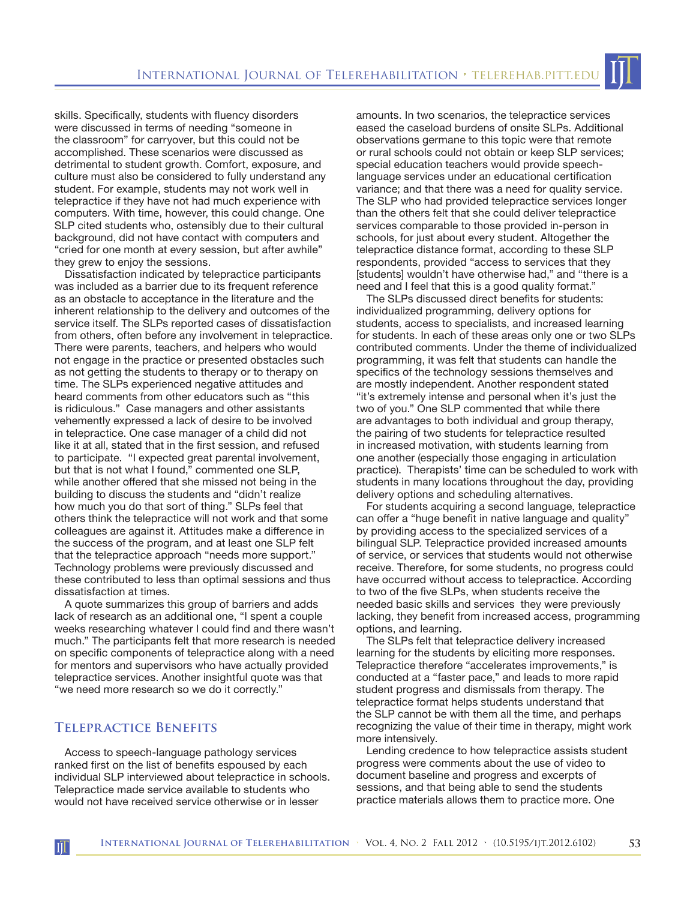skills. Specifically, students with fluency disorders were discussed in terms of needing "someone in the classroom" for carryover, but this could not be accomplished. These scenarios were discussed as detrimental to student growth. Comfort, exposure, and culture must also be considered to fully understand any student. For example, students may not work well in telepractice if they have not had much experience with computers. With time, however, this could change. One SLP cited students who, ostensibly due to their cultural background, did not have contact with computers and "cried for one month at every session, but after awhile" they grew to enjoy the sessions.

Dissatisfaction indicated by telepractice participants was included as a barrier due to its frequent reference as an obstacle to acceptance in the literature and the inherent relationship to the delivery and outcomes of the service itself. The SLPs reported cases of dissatisfaction from others, often before any involvement in telepractice. There were parents, teachers, and helpers who would not engage in the practice or presented obstacles such as not getting the students to therapy or to therapy on time. The SLPs experienced negative attitudes and heard comments from other educators such as "this is ridiculous." Case managers and other assistants vehemently expressed a lack of desire to be involved in telepractice. One case manager of a child did not like it at all, stated that in the first session, and refused to participate. "I expected great parental involvement, but that is not what I found," commented one SLP, while another offered that she missed not being in the building to discuss the students and "didn't realize how much you do that sort of thing." SLPs feel that others think the telepractice will not work and that some colleagues are against it. Attitudes make a difference in the success of the program, and at least one SLP felt that the telepractice approach "needs more support." Technology problems were previously discussed and these contributed to less than optimal sessions and thus dissatisfaction at times.

A quote summarizes this group of barriers and adds lack of research as an additional one, "I spent a couple weeks researching whatever I could find and there wasn't much." The participants felt that more research is needed on specific components of telepractice along with a need for mentors and supervisors who have actually provided telepractice services. Another insightful quote was that "we need more research so we do it correctly."

## Telepractice Benefits

Access to speech-language pathology services ranked first on the list of benefits espoused by each individual SLP interviewed about telepractice in schools. Telepractice made service available to students who would not have received service otherwise or in lesser amounts. In two scenarios, the telepractice services eased the caseload burdens of onsite SLPs. Additional observations germane to this topic were that remote or rural schools could not obtain or keep SLP services; special education teachers would provide speech-language services under an educational certification variance; and that there was a need for quality service. The SLP who had provided telepractice services longer than the others felt that she could deliver telepractice services comparable to those provided in-person in schools, for just about every student. Altogether the telepractice distance format, according to these SLP respondents, provided "access to services that they [students] wouldn't have otherwise had," and "there is a need and I feel that this is a good quality format."

The SLPs discussed direct benefits for students: individualized programming, delivery options for students, access to specialists, and increased learning for students. In each of these areas only one or two SLPs contributed comments. Under the theme of individualized programming, it was felt that students can handle the specifics of the technology sessions themselves and are mostly independent. Another respondent stated "it's extremely intense and personal when it's just the two of you." One SLP commented that while there are advantages to both individual and group therapy, the pairing of two students for telepractice resulted in increased motivation, with students learning from one another (especially those engaging in articulation practice). Therapists' time can be scheduled to work with students in many locations throughout the day, providing delivery options and scheduling alternatives.

For students acquiring a second language, telepractice can offer a "huge benefit in native language and quality" by providing access to the specialized services of a bilingual SLP. Telepractice provided increased amounts of service, or services that students would not otherwise receive. Therefore, for some students, no progress could have occurred without access to telepractice. According to two of the five SLPs, when students receive the needed basic skills and services they were previously lacking, they benefit from increased access, programming options, and learning.

The SLPs felt that telepractice delivery increased learning for the students by eliciting more responses. Telepractice therefore "accelerates improvements," is conducted at a "faster pace," and leads to more rapid student progress and dismissals from therapy. The telepractice format helps students understand that the SLP cannot be with them all the time, and perhaps recognizing the value of their time in therapy, might work more intensively.

Lending credence to how telepractice assists student progress were comments about the use of video to document baseline and progress and excerpts of sessions, and that being able to send the students practice materials allows them to practice more. One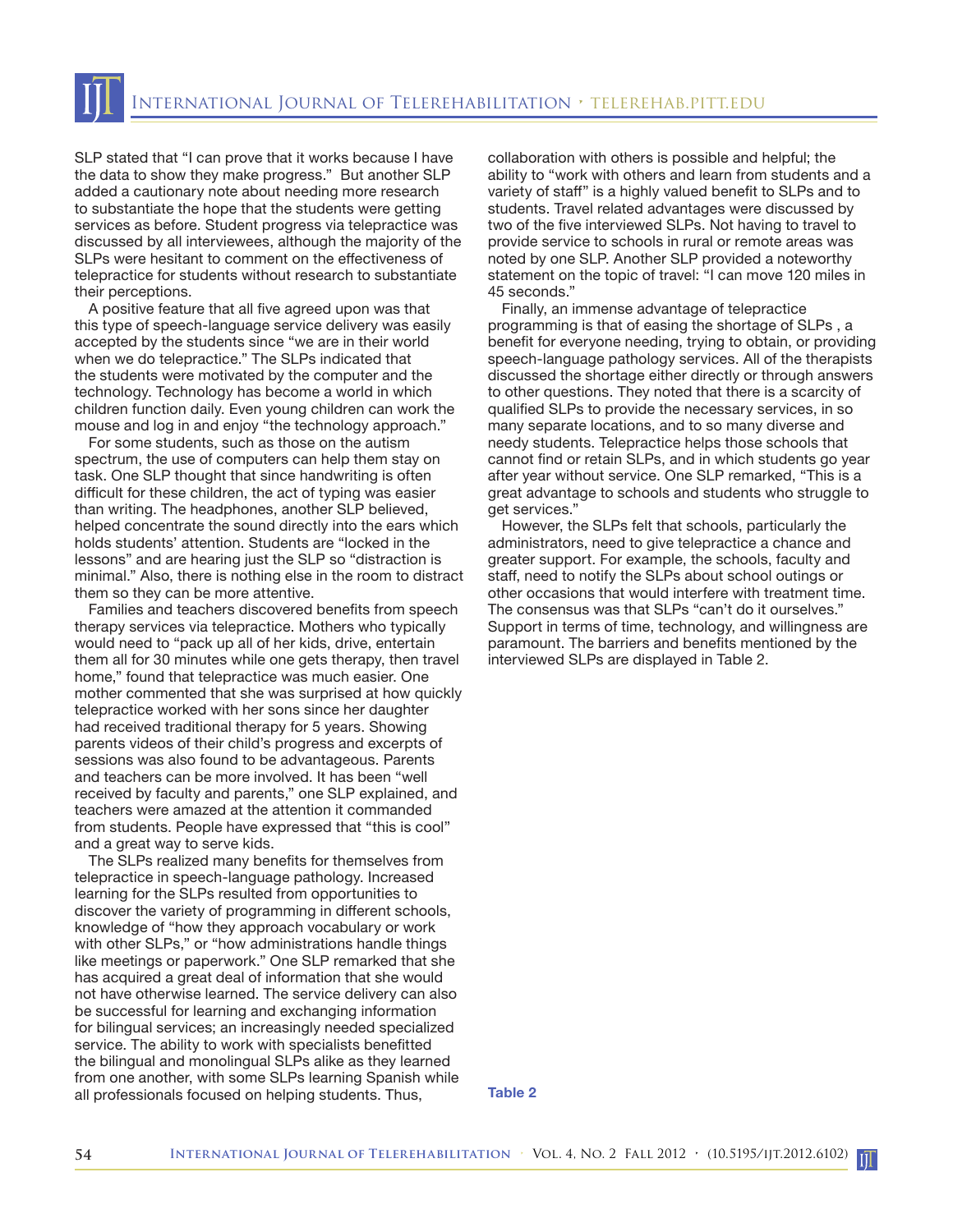SLP stated that "I can prove that it works because I have the data to show they make progress." But another SLP added a cautionary note about needing more research to substantiate the hope that the students were getting services as before. Student progress via telepractice was discussed by all interviewees, although the majority of the SLPs were hesitant to comment on the effectiveness of telepractice for students without research to substantiate their perceptions.

A positive feature that all five agreed upon was that this type of speech-language service delivery was easily accepted by the students since "we are in their world when we do telepractice." The SLPs indicated that the students were motivated by the computer and the technology. Technology has become a world in which children function daily. Even young children can work the mouse and log in and enjoy "the technology approach."

For some students, such as those on the autism spectrum, the use of computers can help them stay on task. One SLP thought that since handwriting is often difficult for these children, the act of typing was easier than writing. The headphones, another SLP believed, helped concentrate the sound directly into the ears which holds students' attention. Students are "locked in the lessons" and are hearing just the SLP so "distraction is minimal." Also, there is nothing else in the room to distract them so they can be more attentive.

Families and teachers discovered benefits from speech therapy services via telepractice. Mothers who typically would need to "pack up all of her kids, drive, entertain them all for 30 minutes while one gets therapy, then travel home," found that telepractice was much easier. One mother commented that she was surprised at how quickly telepractice worked with her sons since her daughter had received traditional therapy for 5 years. Showing parents videos of their child's progress and excerpts of sessions was also found to be advantageous. Parents and teachers can be more involved. It has been "well received by faculty and parents," one SLP explained, and teachers were amazed at the attention it commanded from students. People have expressed that "this is cool" and a great way to serve kids.

The SLPs realized many benefits for themselves from telepractice in speech-language pathology. Increased learning for the SLPs resulted from opportunities to discover the variety of programming in different schools, knowledge of "how they approach vocabulary or work with other SLPs," or "how administrations handle things like meetings or paperwork." One SLP remarked that she has acquired a great deal of information that she would not have otherwise learned. The service delivery can also be successful for learning and exchanging information for bilingual services; an increasingly needed specialized service. The ability to work with specialists benefitted the bilingual and monolingual SLPs alike as they learned from one another, with some SLPs learning Spanish while all professionals focused on helping students. Thus, collaboration with others is possible and helpful; the ability to "work with others and learn from students and a variety of staff" is a highly valued benefit to SLPs and to students. Travel related advantages were discussed by two of the five interviewed SLPs. Not having to travel to provide service to schools in rural or remote areas was noted by one SLP. Another SLP provided a noteworthy statement on the topic of travel: "I can move 120 miles in 45 seconds."

Finally, an immense advantage of telepractice programming is that of easing the shortage of SLPs , a benefit for everyone needing, trying to obtain, or providing speech-language pathology services. All of the therapists discussed the shortage either directly or through answers to other questions. They noted that there is a scarcity of qualified SLPs to provide the necessary services, in so many separate locations, and to so many diverse and needy students. Telepractice helps those schools that cannot find or retain SLPs, and in which students go year after year without service. One SLP remarked, "This is a great advantage to schools and students who struggle to get services."

However, the SLPs felt that schools, particularly the administrators, need to give telepractice a chance and greater support. For example, the schools, faculty and staff, need to notify the SLPs about school outings or other occasions that would interfere with treatment time. The consensus was that SLPs "can't do it ourselves." Support in terms of time, technology, and willingness are paramount. The barriers and benefits mentioned by the interviewed SLPs are displayed in Table 2.

**Table 2**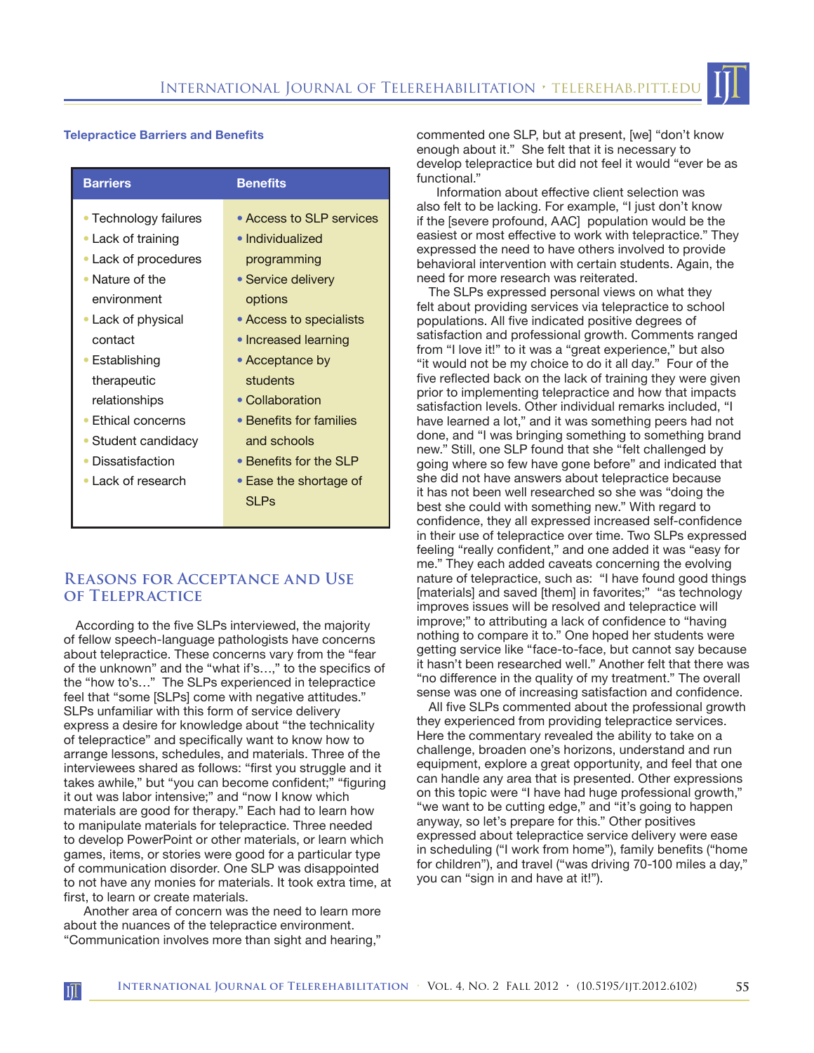### Teleprac­tice Barriers and Benefits

| Barriers | Benefits |
|---|---|
| • Technology failures<br>• Lack of training<br>• Lack of procedures<br>• Nature of the environment<br>• Lack of physical contact<br>• Establishing therapeutic relationships<br>• Ethical concerns<br>• Student candidacy<br>• Dissatisfaction<br>• Lack of research | • Access to SLP services<br>• Individualized programming<br>• Service delivery options<br>• Access to specialists<br>• Increased learning<br>• Acceptance by students<br>• Collaboration<br>• Benefits for families and schools<br>• Benefits for the SLP<br>• Ease the shortage of SLPs |

## Reasons for Acceptance and Use of Telepractice

According to the five SLPs interviewed, the majority of fellow speech-language pathologists have concerns about telepractice. These concerns vary from the "fear of the unknown" and the "what if's…," to the specifics of the "how to's…" The SLPs experienced in telepractice feel that "some [SLPs] come with negative attitudes." SLPs unfamiliar with this form of service delivery express a desire for knowledge about "the technicality of telepractice" and specifically want to know how to arrange lessons, schedules, and materials. Three of the interviewees shared as follows: "first you struggle and it takes awhile," but "you can become confident;" "figuring it out was labor intensive;" and "now I know which materials are good for therapy." Each had to learn how to manipulate materials for telepractice. Three needed to develop PowerPoint or other materials, or learn which games, items, or stories were good for a particular type of communication disorder. One SLP was disappointed to not have any monies for materials. It took extra time, at first, to learn or create materials.

Another area of concern was the need to learn more about the nuances of the telepractice environment. "Communication involves more than sight and hearing," commented one SLP, but at present, [we] "don't know enough about it." She felt that it is necessary to develop telepractice but did not feel it would "ever be as functional."

Information about effective client selection was also felt to be lacking. For example, "I just don't know if the [severe profound, AAC] population would be the easiest or most effective to work with telepractice." They expressed the need to have others involved to provide behavioral intervention with certain students. Again, the need for more research was reiterated.

The SLPs expressed personal views on what they felt about providing services via telepractice to school populations. All five indicated positive degrees of satisfaction and professional growth. Comments ranged from "I love it!" to it was a "great experience," but also "it would not be my choice to do it all day." Four of the five reflected back on the lack of training they were given prior to implementing telepractice and how that impacts satisfaction levels. Other individual remarks included, "I have learned a lot," and it was something peers had not done, and "I was bringing something to something brand new." Still, one SLP found that she "felt challenged by going where so few have gone before" and indicated that she did not have answers about telepractice because it has not been well researched so she was "doing the best she could with something new." With regard to confidence, they all expressed increased self-confidence in their use of telepractice over time. Two SLPs expressed feeling "really confident," and one added it was "easy for me." They each added caveats concerning the evolving nature of telepractice, such as: "I have found good things [materials] and saved [them] in favorites;" "as technology improves issues will be resolved and telepractice will improve;" to attributing a lack of confidence to "having nothing to compare it to." One hoped her students were getting service like "face-to-face, but cannot say because it hasn't been researched well." Another felt that there was "no difference in the quality of my treatment." The overall sense was one of increasing satisfaction and confidence.

All five SLPs commented about the professional growth they experienced from providing telepractice services. Here the commentary revealed the ability to take on a challenge, broaden one's horizons, understand and run equipment, explore a great opportunity, and feel that one can handle any area that is presented. Other expressions on this topic were "I have had huge professional growth," "we want to be cutting edge," and "it's going to happen anyway, so let's prepare for this." Other positives expressed about telepractice service delivery were ease in scheduling ("I work from home"), family benefits ("home for children"), and travel ("was driving 70-100 miles a day," you can "sign in and have at it!").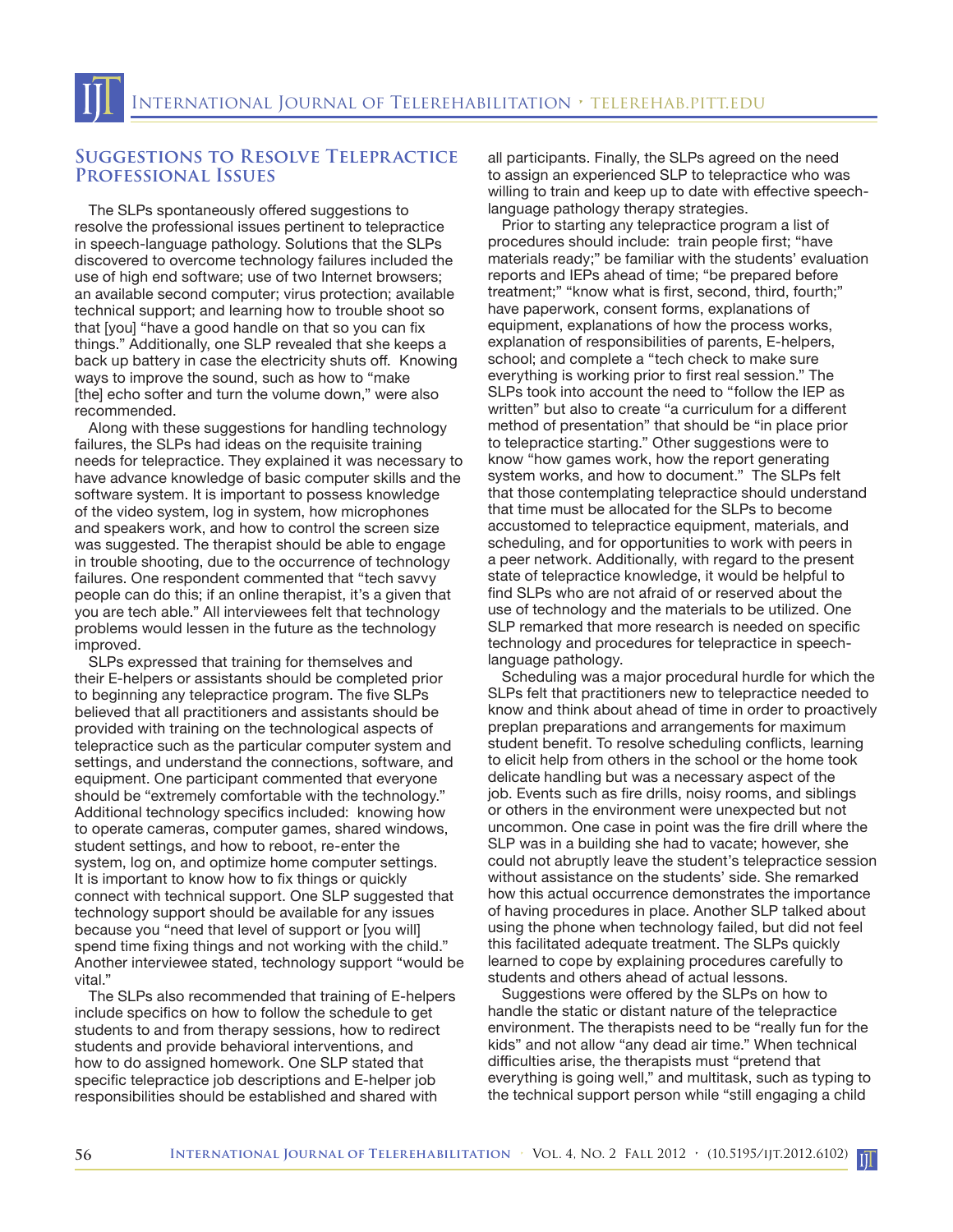## Suggestions to Resolve Telepractice Professional Issues

The SLPs spontaneously offered suggestions to resolve the professional issues pertinent to telepractice in speech-language pathology. Solutions that the SLPs discovered to overcome technology failures included the use of high end software; use of two Internet browsers; an available second computer; virus protection; available technical support; and learning how to trouble shoot so that [you] "have a good handle on that so you can fix things." Additionally, one SLP revealed that she keeps a back up battery in case the electricity shuts off. Knowing ways to improve the sound, such as how to "make [the] echo softer and turn the volume down," were also recommended.

Along with these suggestions for handling technology failures, the SLPs had ideas on the requisite training needs for telepractice. They explained it was necessary to have advance knowledge of basic computer skills and the software system. It is important to possess knowledge of the video system, log in system, how microphones and speakers work, and how to control the screen size was suggested. The therapist should be able to engage in trouble shooting, due to the occurrence of technology failures. One respondent commented that "tech savvy people can do this; if an online therapist, it's a given that you are tech able." All interviewees felt that technology problems would lessen in the future as the technology improved.

SLPs expressed that training for themselves and their E-helpers or assistants should be completed prior to beginning any telepractice program. The five SLPs believed that all practitioners and assistants should be provided with training on the technological aspects of telepractice such as the particular computer system and settings, and understand the connections, software, and equipment. One participant commented that everyone should be "extremely comfortable with the technology." Additional technology specifics included: knowing how to operate cameras, computer games, shared windows, student settings, and how to reboot, re-enter the system, log on, and optimize home computer settings. It is important to know how to fix things or quickly connect with technical support. One SLP suggested that technology support should be available for any issues because you "need that level of support or [you will] spend time fixing things and not working with the child." Another interviewee stated, technology support "would be vital."

The SLPs also recommended that training of E-helpers include specifics on how to follow the schedule to get students to and from therapy sessions, how to redirect students and provide behavioral interventions, and how to do assigned homework. One SLP stated that specific telepractice job descriptions and E-helper job responsibilities should be established and shared with all participants. Finally, the SLPs agreed on the need to assign an experienced SLP to telepractice who was willing to train and keep up to date with effective speech-language pathology therapy strategies.

Prior to starting any telepractice program a list of procedures should include: train people first; "have materials ready;" be familiar with the students' evaluation reports and IEPs ahead of time; "be prepared before treatment;" "know what is first, second, third, fourth;" have paperwork, consent forms, explanations of equipment, explanations of how the process works, explanation of responsibilities of parents, E-helpers, school; and complete a "tech check to make sure everything is working prior to first real session." The SLPs took into account the need to "follow the IEP as written" but also to create "a curriculum for a different method of presentation" that should be "in place prior to telepractice starting." Other suggestions were to know "how games work, how the report generating system works, and how to document." The SLPs felt that those contemplating telepractice should understand that time must be allocated for the SLPs to become accustomed to telepractice equipment, materials, and scheduling, and for opportunities to work with peers in a peer network. Additionally, with regard to the present state of telepractice knowledge, it would be helpful to find SLPs who are not afraid of or reserved about the use of technology and the materials to be utilized. One SLP remarked that more research is needed on specific technology and procedures for telepractice in speech-language pathology.

Scheduling was a major procedural hurdle for which the SLPs felt that practitioners new to telepractice needed to know and think about ahead of time in order to proactively preplan preparations and arrangements for maximum student benefit. To resolve scheduling conflicts, learning to elicit help from others in the school or the home took delicate handling but was a necessary aspect of the job. Events such as fire drills, noisy rooms, and siblings or others in the environment were unexpected but not uncommon. One case in point was the fire drill where the SLP was in a building she had to vacate; however, she could not abruptly leave the student's telepractice session without assistance on the students' side. She remarked how this actual occurrence demonstrates the importance of having procedures in place. Another SLP talked about using the phone when technology failed, but did not feel this facilitated adequate treatment. The SLPs quickly learned to cope by explaining procedures carefully to students and others ahead of actual lessons.

Suggestions were offered by the SLPs on how to handle the static or distant nature of the telepractice environment. The therapists need to be "really fun for the kids" and not allow "any dead air time." When technical difficulties arise, the therapists must "pretend that everything is going well," and multitask, such as typing to the technical support person while "still engaging a child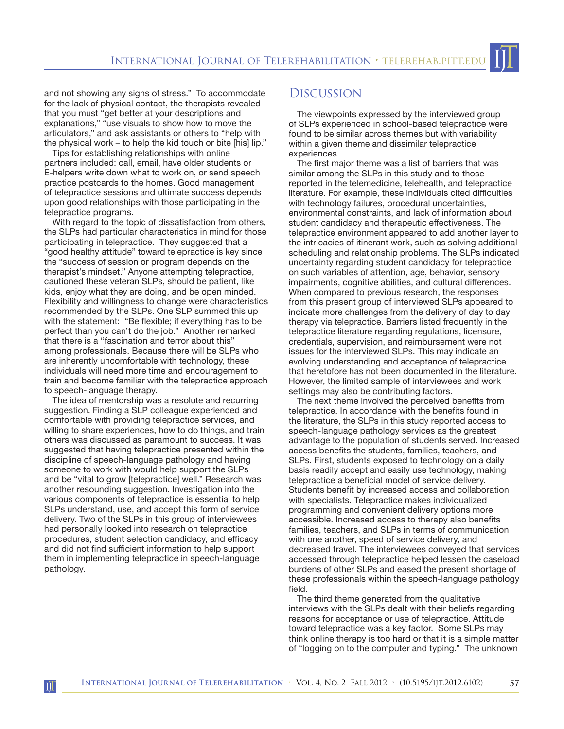and not showing any signs of stress." To accommodate for the lack of physical contact, the therapists revealed that you must "get better at your descriptions and explanations," "use visuals to show how to move the articulators," and ask assistants or others to "help with the physical work – to help the kid touch or bite [his] lip."

Tips for establishing relationships with online partners included: call, email, have older students or E-helpers write down what to work on, or send speech practice postcards to the homes. Good management of telepractice sessions and ultimate success depends upon good relationships with those participating in the telepractice programs.

With regard to the topic of dissatisfaction from others, the SLPs had particular characteristics in mind for those participating in telepractice. They suggested that a "good healthy attitude" toward telepractice is key since the "success of session or program depends on the therapist's mindset." Anyone attempting telepractice, cautioned these veteran SLPs, should be patient, like kids, enjoy what they are doing, and be open minded. Flexibility and willingness to change were characteristics recommended by the SLPs. One SLP summed this up with the statement: "Be flexible; if everything has to be perfect than you can't do the job." Another remarked that there is a "fascination and terror about this" among professionals. Because there will be SLPs who are inherently uncomfortable with technology, these individuals will need more time and encouragement to train and become familiar with the telepractice approach to speech-language therapy.

The idea of mentorship was a resolute and recurring suggestion. Finding a SLP colleague experienced and comfortable with providing telepractice services, and willing to share experiences, how to do things, and train others was discussed as paramount to success. It was suggested that having telepractice presented within the discipline of speech-language pathology and having someone to work with would help support the SLPs and be "vital to grow [telepractice] well." Research was another resounding suggestion. Investigation into the various components of telepractice is essential to help SLPs understand, use, and accept this form of service delivery. Two of the SLPs in this group of interviewees had personally looked into research on telepractice procedures, student selection candidacy, and efficacy and did not find sufficient information to help support them in implementing telepractice in speech-language pathology.

## Discussion

The viewpoints expressed by the interviewed group of SLPs experienced in school-based telepractice were found to be similar across themes but with variability within a given theme and dissimilar telepractice experiences.

The first major theme was a list of barriers that was similar among the SLPs in this study and to those reported in the telemedicine, telehealth, and telepractice literature. For example, these individuals cited difficulties with technology failures, procedural uncertainties, environmental constraints, and lack of information about student candidacy and therapeutic effectiveness. The telepractice environment appeared to add another layer to the intricacies of itinerant work, such as solving additional scheduling and relationship problems. The SLPs indicated uncertainty regarding student candidacy for telepractice on such variables of attention, age, behavior, sensory impairments, cognitive abilities, and cultural differences. When compared to previous research, the responses from this present group of interviewed SLPs appeared to indicate more challenges from the delivery of day to day therapy via telepractice. Barriers listed frequently in the telepractice literature regarding regulations, licensure, credentials, supervision, and reimbursement were not issues for the interviewed SLPs. This may indicate an evolving understanding and acceptance of telepractice that heretofore has not been documented in the literature. However, the limited sample of interviewees and work settings may also be contributing factors.

The next theme involved the perceived benefits from telepractice. In accordance with the benefits found in the literature, the SLPs in this study reported access to speech-language pathology services as the greatest advantage to the population of students served. Increased access benefits the students, families, teachers, and SLPs. First, students exposed to technology on a daily basis readily accept and easily use technology, making telepractice a beneficial model of service delivery. Students benefit by increased access and collaboration with specialists. Telepractice makes individualized programming and convenient delivery options more accessible. Increased access to therapy also benefits families, teachers, and SLPs in terms of communication with one another, speed of service delivery, and decreased travel. The interviewees conveyed that services accessed through telepractice helped lessen the caseload burdens of other SLPs and eased the present shortage of these professionals within the speech-language pathology field.

The third theme generated from the qualitative interviews with the SLPs dealt with their beliefs regarding reasons for acceptance or use of telepractice. Attitude toward telepractice was a key factor. Some SLPs may think online therapy is too hard or that it is a simple matter of "logging on to the computer and typing." The unknown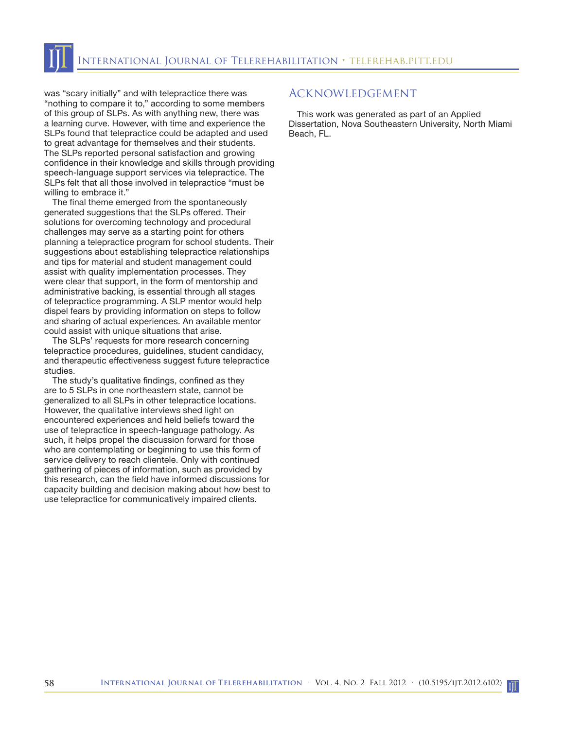was "scary initially" and with telepractice there was "nothing to compare it to," according to some members of this group of SLPs. As with anything new, there was a learning curve. However, with time and experience the SLPs found that telepractice could be adapted and used to great advantage for themselves and their students. The SLPs reported personal satisfaction and growing confidence in their knowledge and skills through providing speech-language support services via telepractice. The SLPs felt that all those involved in telepractice "must be willing to embrace it."

The final theme emerged from the spontaneously generated suggestions that the SLPs offered. Their solutions for overcoming technology and procedural challenges may serve as a starting point for others planning a telepractice program for school students. Their suggestions about establishing telepractice relationships and tips for material and student management could assist with quality implementation processes. They were clear that support, in the form of mentorship and administrative backing, is essential through all stages of telepractice programming. A SLP mentor would help dispel fears by providing information on steps to follow and sharing of actual experiences. An available mentor could assist with unique situations that arise.

The SLPs' requests for more research concerning telepractice procedures, guidelines, student candidacy, and therapeutic effectiveness suggest future telepractice studies.

The study's qualitative findings, confined as they are to 5 SLPs in one northeastern state, cannot be generalized to all SLPs in other telepractice locations. However, the qualitative interviews shed light on encountered experiences and held beliefs toward the use of telepractice in speech-language pathology. As such, it helps propel the discussion forward for those who are contemplating or beginning to use this form of service delivery to reach clientele. Only with continued gathering of pieces of information, such as provided by this research, can the field have informed discussions for capacity building and decision making about how best to use telepractice for communicatively impaired clients.

## Acknowledgement

This work was generated as part of an Applied Dissertation, Nova Southeastern University, North Miami Beach, FL.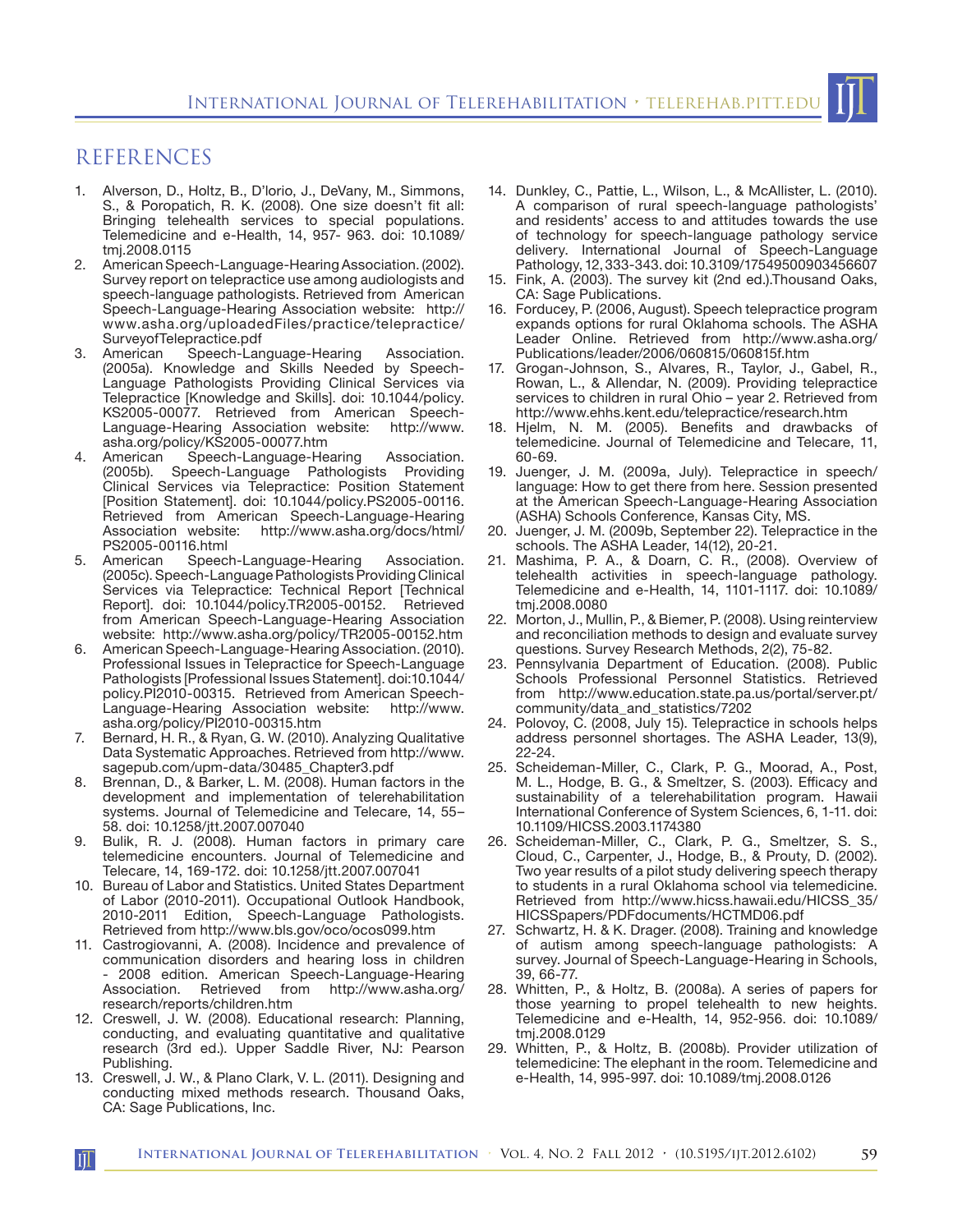## REFERENCES

1. Alverson, D., Holtz, B., D'lorio, J., DeVany, M., Simmons, S., & Poropatich, R. K. (2008). One size doesn't fit all: Bringing telehealth services to special populations. Telemedicine and e-Health, 14, 957- 963. doi: 10.1089/tmj.2008.0115
2. American Speech-Language-Hearing Association. (2002). Survey report on telepractice use among audiologists and speech-language pathologists. Retrieved from American Speech-Language-Hearing Association website: http://www.asha.org/uploadedFiles/practice/telepractice/SurveyofTelepractice.pdf
3. American Speech-Language-Hearing Association. (2005a). Knowledge and Skills Needed by Speech-Language Pathologists Providing Clinical Services via Telepractice [Knowledge and Skills]. doi: 10.1044/policy.KS2005-00077. Retrieved from American Speech-Language-Hearing Association website: http://www.asha.org/policy/KS2005-00077.htm
4. American Speech-Language-Hearing Association. (2005b). Speech-Language Pathologists Providing Clinical Services via Telepractice: Position Statement [Position Statement]. doi: 10.1044/policy.PS2005-00116. Retrieved from American Speech-Language-Hearing Association website: http://www.asha.org/docs/html/PS2005-00116.html
5. American Speech-Language-Hearing Association. (2005c). Speech-Language Pathologists Providing Clinical Services via Telepractice: Technical Report [Technical Report]. doi: 10.1044/policy.TR2005-00152. Retrieved from American Speech-Language-Hearing Association website: http://www.asha.org/policy/TR2005-00152.htm
6. American Speech-Language-Hearing Association. (2010). Professional Issues in Telepractice for Speech-Language Pathologists [Professional Issues Statement]. doi:10.1044/policy.PI2010-00315. Retrieved from American Speech-Language-Hearing Association website: http://www.asha.org/policy/PI2010-00315.htm
7. Bernard, H. R., & Ryan, G. W. (2010). Analyzing Qualitative Data Systematic Approaches. Retrieved from http://www.sagepub.com/upm-data/30485_Chapter3.pdf
8. Brennan, D., & Barker, L. M. (2008). Human factors in the development and implementation of telerehabilitation systems. Journal of Telemedicine and Telecare, 14, 55–58. doi: 10.1258/jtt.2007.007040
9. Bulik, R. J. (2008). Human factors in primary care telemedicine encounters. Journal of Telemedicine and Telecare, 14, 169-172. doi: 10.1258/jtt.2007.007041
10. Bureau of Labor and Statistics. United States Department of Labor (2010-2011). Occupational Outlook Handbook, 2010-2011 Edition, Speech-Language Pathologists. Retrieved from http://www.bls.gov/oco/ocos099.htm
11. Castrogiovanni, A. (2008). Incidence and prevalence of communication disorders and hearing loss in children - 2008 edition. American Speech-Language-Hearing Association. Retrieved from http://www.asha.org/research/reports/children.htm
12. Creswell, J. W. (2008). Educational research: Planning, conducting, and evaluating quantitative and qualitative research (3rd ed.). Upper Saddle River, NJ: Pearson Publishing.
13. Creswell, J. W., & Plano Clark, V. L. (2011). Designing and conducting mixed methods research. Thousand Oaks, CA: Sage Publications, Inc.
14. Dunkley, C., Pattie, L., Wilson, L., & McAllister, L. (2010). A comparison of rural speech-language pathologists' and residents' access to and attitudes towards the use of technology for speech-language pathology service delivery. International Journal of Speech-Language Pathology, 12, 333-343. doi: 10.3109/17549500903456607
15. Fink, A. (2003). The survey kit (2nd ed.).Thousand Oaks, CA: Sage Publications.
16. Forducey, P. (2006, August). Speech telepractice program expands options for rural Oklahoma schools. The ASHA Leader Online. Retrieved from http://www.asha.org/Publications/leader/2006/060815/060815f.htm
17. Grogan-Johnson, S., Alvares, R., Taylor, J., Gabel, R., Rowan, L., & Allendar, N. (2009). Providing telepractice services to children in rural Ohio – year 2. Retrieved from http://www.ehhs.kent.edu/telepractice/research.htm
18. Hjelm, N. M. (2005). Benefits and drawbacks of telemedicine. Journal of Telemedicine and Telecare, 11, 60-69.
19. Juenger, J. M. (2009a, July). Telepractice in speech/language: How to get there from here. Session presented at the American Speech-Language-Hearing Association (ASHA) Schools Conference, Kansas City, MS.
20. Juenger, J. M. (2009b, September 22). Telepractice in the schools. The ASHA Leader, 14(12), 20-21.
21. Mashima, P. A., & Doarn, C. R., (2008). Overview of telehealth activities in speech-language pathology. Telemedicine and e-Health, 14, 1101-1117. doi: 10.1089/tmj.2008.0080
22. Morton, J., Mullin, P., & Biemer, P. (2008). Using reinterview and reconciliation methods to design and evaluate survey questions. Survey Research Methods, 2(2), 75-82.
23. Pennsylvania Department of Education. (2008). Public Schools Professional Personnel Statistics. Retrieved from http://www.education.state.pa.us/portal/server.pt/community/data_and_statistics/7202
24. Polovoy, C. (2008, July 15). Telepractice in schools helps address personnel shortages. The ASHA Leader, 13(9), 22-24.
25. Scheideman-Miller, C., Clark, P. G., Moorad, A., Post, M. L., Hodge, B. G., & Smeltzer, S. (2003). Efficacy and sustainability of a telerehabilitation program. Hawaii International Conference of System Sciences, 6, 1-11. doi: 10.1109/HICSS.2003.1174380
26. Scheideman-Miller, C., Clark, P. G., Smeltzer, S. S., Cloud, C., Carpenter, J., Hodge, B., & Prouty, D. (2002). Two year results of a pilot study delivering speech therapy to students in a rural Oklahoma school via telemedicine. Retrieved from http://www.hicss.hawaii.edu/HICSS_35/HICSSpapers/PDFdocuments/HCTMD06.pdf
27. Schwartz, H. & K. Drager. (2008). Training and knowledge of autism among speech-language pathologists: A survey. Journal of Speech-Language-Hearing in Schools, 39, 66-77.
28. Whitten, P., & Holtz, B. (2008a). A series of papers for those yearning to propel telehealth to new heights. Telemedicine and e-Health, 14, 952-956. doi: 10.1089/tmj.2008.0129
29. Whitten, P., & Holtz, B. (2008b). Provider utilization of telemedicine: The elephant in the room. Telemedicine and e-Health, 14, 995-997. doi: 10.1089/tmj.2008.0126